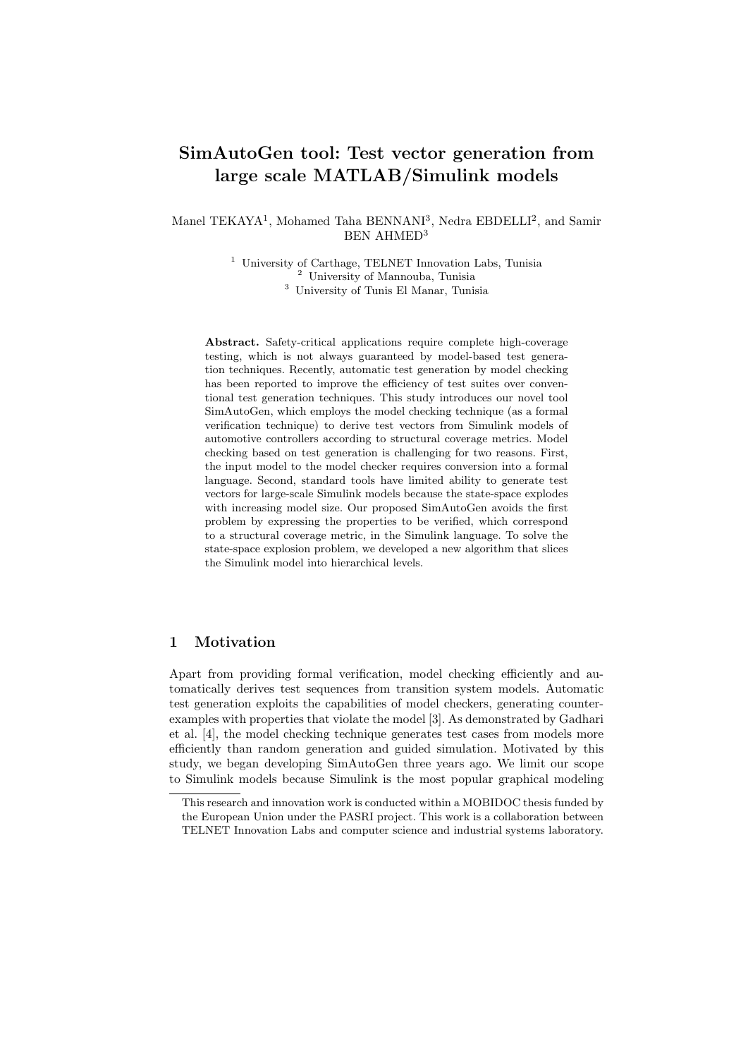# SimAutoGen tool: Test vector generation from large scale MATLAB/Simulink models

Manel TEKAYA[1], Mohamed Taha BENNANI[3], Nedra EBDELLI[2], and Samir BEN AHMED[3]

[1] University of Carthage, TELNET Innovation Labs, Tunisia
[2] University of Mannouba, Tunisia
[3] University of Tunis El Manar, Tunisia

**Abstract.** Safety-critical applications require complete high-coverage testing, which is not always guaranteed by model-based test generation techniques. Recently, automatic test generation by model checking has been reported to improve the efficiency of test suites over conventional test generation techniques. This study introduces our novel tool SimAutoGen, which employs the model checking technique (as a formal verification technique) to derive test vectors from Simulink models of automotive controllers according to structural coverage metrics. Model checking based on test generation is challenging for two reasons. First, the input model to the model checker requires conversion into a formal language. Second, standard tools have limited ability to generate test vectors for large-scale Simulink models because the state-space explodes with increasing model size. Our proposed SimAutoGen avoids the first problem by expressing the properties to be verified, which correspond to a structural coverage metric, in the Simulink language. To solve the state-space explosion problem, we developed a new algorithm that slices the Simulink model into hierarchical levels.

## 1 Motivation

Apart from providing formal verification, model checking efficiently and automatically derives test sequences from transition system models. Automatic test generation exploits the capabilities of model checkers, generating counterexamples with properties that violate the model [3]. As demonstrated by Gadhari et al. [4], the model checking technique generates test cases from models more efficiently than random generation and guided simulation. Motivated by this study, we began developing SimAutoGen three years ago. We limit our scope to Simulink models because Simulink is the most popular graphical modeling

This research and innovation work is conducted within a MOBIDOC thesis funded by the European Union under the PASRI project. This work is a collaboration between TELNET Innovation Labs and computer science and industrial systems laboratory.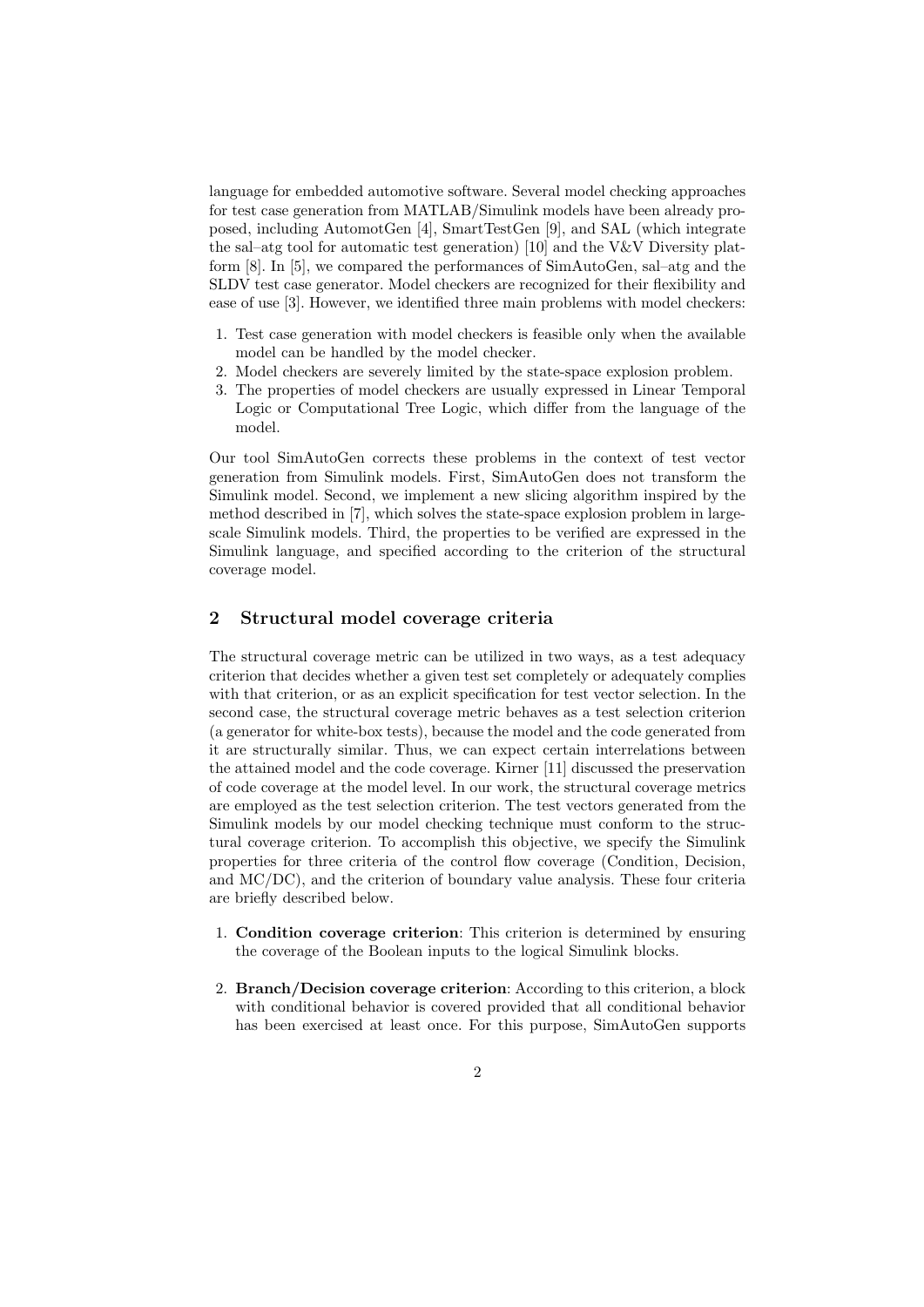language for embedded automotive software. Several model checking approaches for test case generation from MATLAB/Simulink models have been already proposed, including AutomotGen [4], SmartTestGen [9], and SAL (which integrate the sal–atg tool for automatic test generation) [10] and the V&V Diversity platform [8]. In [5], we compared the performances of SimAutoGen, sal–atg and the SLDV test case generator. Model checkers are recognized for their flexibility and ease of use [3]. However, we identified three main problems with model checkers:

1. Test case generation with model checkers is feasible only when the available model can be handled by the model checker.
2. Model checkers are severely limited by the state-space explosion problem.
3. The properties of model checkers are usually expressed in Linear Temporal Logic or Computational Tree Logic, which differ from the language of the model.

Our tool SimAutoGen corrects these problems in the context of test vector generation from Simulink models. First, SimAutoGen does not transform the Simulink model. Second, we implement a new slicing algorithm inspired by the method described in [7], which solves the state-space explosion problem in large-scale Simulink models. Third, the properties to be verified are expressed in the Simulink language, and specified according to the criterion of the structural coverage model.

## 2 Structural model coverage criteria

The structural coverage metric can be utilized in two ways, as a test adequacy criterion that decides whether a given test set completely or adequately complies with that criterion, or as an explicit specification for test vector selection. In the second case, the structural coverage metric behaves as a test selection criterion (a generator for white-box tests), because the model and the code generated from it are structurally similar. Thus, we can expect certain interrelations between the attained model and the code coverage. Kirner [11] discussed the preservation of code coverage at the model level. In our work, the structural coverage metrics are employed as the test selection criterion. The test vectors generated from the Simulink models by our model checking technique must conform to the structural coverage criterion. To accomplish this objective, we specify the Simulink properties for three criteria of the control flow coverage (Condition, Decision, and MC/DC), and the criterion of boundary value analysis. These four criteria are briefly described below.

1. **Condition coverage criterion**: This criterion is determined by ensuring the coverage of the Boolean inputs to the logical Simulink blocks.

2. **Branch/Decision coverage criterion**: According to this criterion, a block with conditional behavior is covered provided that all conditional behavior has been exercised at least once. For this purpose, SimAutoGen supports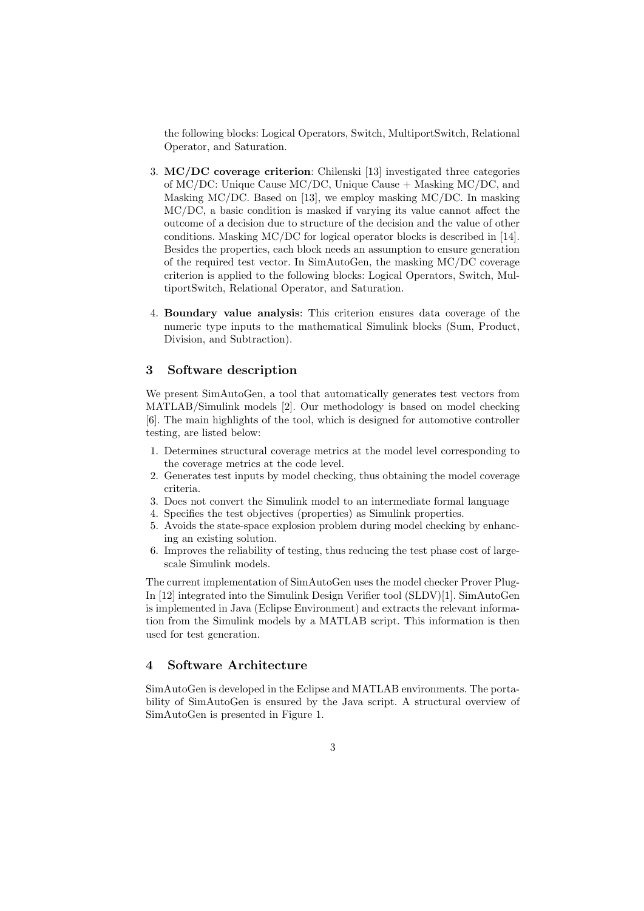the following blocks: Logical Operators, Switch, MultiportSwitch, Relational Operator, and Saturation.

3. **MC/DC coverage criterion**: Chilenski [13] investigated three categories of MC/DC: Unique Cause MC/DC, Unique Cause + Masking MC/DC, and Masking MC/DC. Based on [13], we employ masking MC/DC. In masking MC/DC, a basic condition is masked if varying its value cannot affect the outcome of a decision due to structure of the decision and the value of other conditions. Masking MC/DC for logical operator blocks is described in [14]. Besides the properties, each block needs an assumption to ensure generation of the required test vector. In SimAutoGen, the masking MC/DC coverage criterion is applied to the following blocks: Logical Operators, Switch, MultiportSwitch, Relational Operator, and Saturation.

4. **Boundary value analysis**: This criterion ensures data coverage of the numeric type inputs to the mathematical Simulink blocks (Sum, Product, Division, and Subtraction).

## 3 Software description

We present SimAutoGen, a tool that automatically generates test vectors from MATLAB/Simulink models [2]. Our methodology is based on model checking [6]. The main highlights of the tool, which is designed for automotive controller testing, are listed below:

1. Determines structural coverage metrics at the model level corresponding to the coverage metrics at the code level.
2. Generates test inputs by model checking, thus obtaining the model coverage criteria.
3. Does not convert the Simulink model to an intermediate formal language
4. Specifies the test objectives (properties) as Simulink properties.
5. Avoids the state-space explosion problem during model checking by enhancing an existing solution.
6. Improves the reliability of testing, thus reducing the test phase cost of large-scale Simulink models.

The current implementation of SimAutoGen uses the model checker Prover Plug-In [12] integrated into the Simulink Design Verifier tool (SLDV)[1]. SimAutoGen is implemented in Java (Eclipse Environment) and extracts the relevant information from the Simulink models by a MATLAB script. This information is then used for test generation.

## 4 Software Architecture

SimAutoGen is developed in the Eclipse and MATLAB environments. The portability of SimAutoGen is ensured by the Java script. A structural overview of SimAutoGen is presented in Figure 1.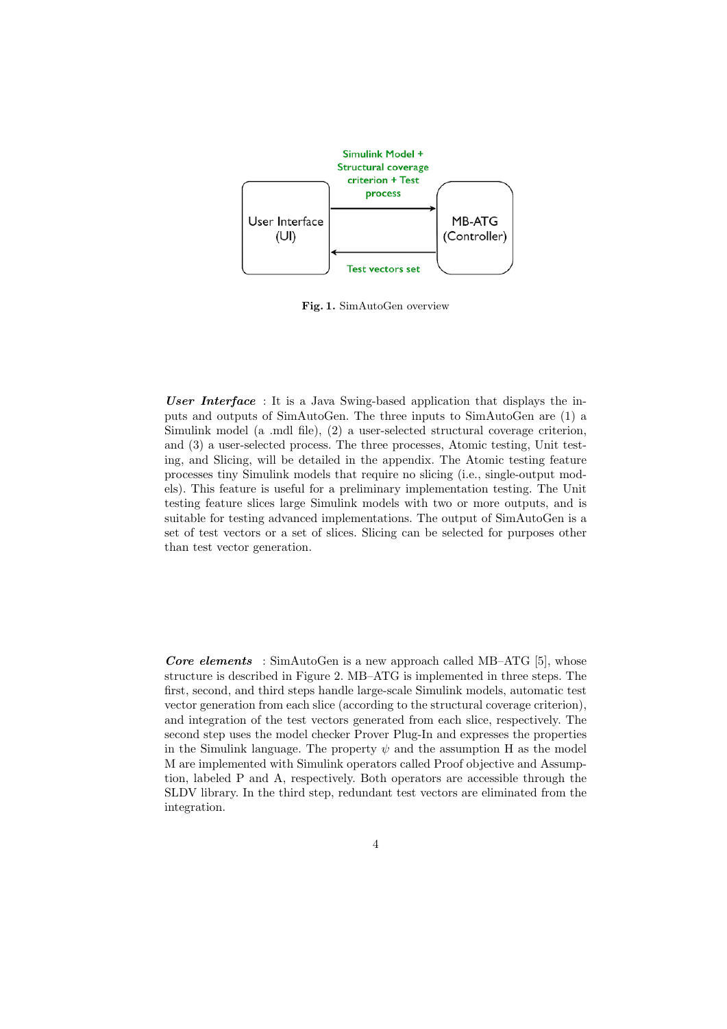Fig. 1. SimAutoGen overview

***User Interface*** : It is a Java Swing-based application that displays the inputs and outputs of SimAutoGen. The three inputs to SimAutoGen are (1) a Simulink model (a .mdl file), (2) a user-selected structural coverage criterion, and (3) a user-selected process. The three processes, Atomic testing, Unit testing, and Slicing, will be detailed in the appendix. The Atomic testing feature processes tiny Simulink models that require no slicing (i.e., single-output models). This feature is useful for a preliminary implementation testing. The Unit testing feature slices large Simulink models with two or more outputs, and is suitable for testing advanced implementations. The output of SimAutoGen is a set of test vectors or a set of slices. Slicing can be selected for purposes other than test vector generation.

***Core elements*** : SimAutoGen is a new approach called MB–ATG [5], whose structure is described in Figure 2. MB–ATG is implemented in three steps. The first, second, and third steps handle large-scale Simulink models, automatic test vector generation from each slice (according to the structural coverage criterion), and integration of the test vectors generated from each slice, respectively. The second step uses the model checker Prover Plug-In and expresses the properties in the Simulink language. The property $\psi$ and the assumption H as the model M are implemented with Simulink operators called Proof objective and Assumption, labeled P and A, respectively. Both operators are accessible through the SLDV library. In the third step, redundant test vectors are eliminated from the integration.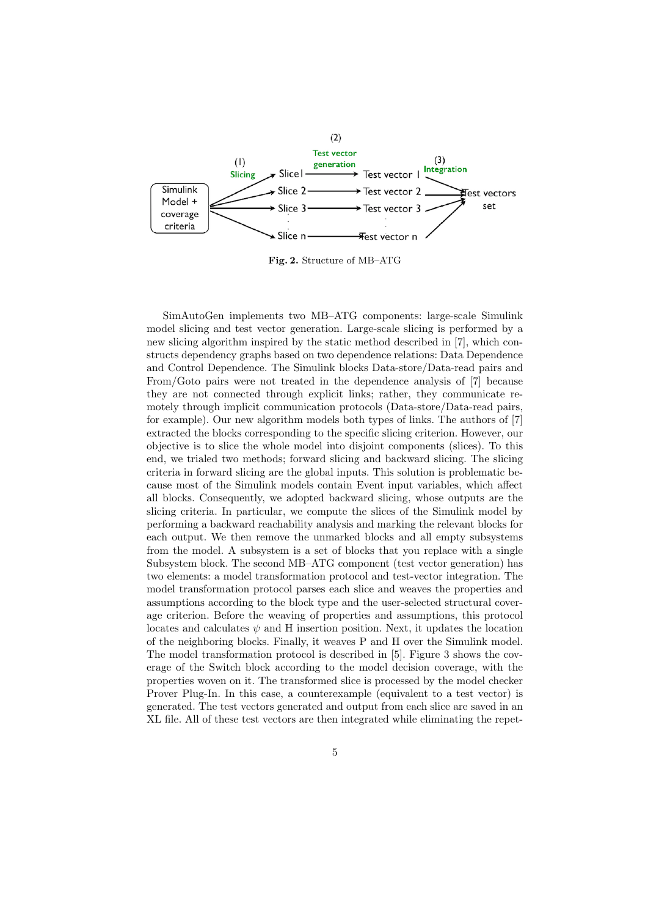Fig. 2. Structure of MB–ATG

SimAutoGen implements two MB–ATG components: large-scale Simulink model slicing and test vector generation. Large-scale slicing is performed by a new slicing algorithm inspired by the static method described in [7], which constructs dependency graphs based on two dependence relations: Data Dependence and Control Dependence. The Simulink blocks Data-store/Data-read pairs and From/Goto pairs were not treated in the dependence analysis of [7] because they are not connected through explicit links; rather, they communicate remotely through implicit communication protocols (Data-store/Data-read pairs, for example). Our new algorithm models both types of links. The authors of [7] extracted the blocks corresponding to the specific slicing criterion. However, our objective is to slice the whole model into disjoint components (slices). To this end, we trialed two methods; forward slicing and backward slicing. The slicing criteria in forward slicing are the global inputs. This solution is problematic because most of the Simulink models contain Event input variables, which affect all blocks. Consequently, we adopted backward slicing, whose outputs are the slicing criteria. In particular, we compute the slices of the Simulink model by performing a backward reachability analysis and marking the relevant blocks for each output. We then remove the unmarked blocks and all empty subsystems from the model. A subsystem is a set of blocks that you replace with a single Subsystem block. The second MB–ATG component (test vector generation) has two elements: a model transformation protocol and test-vector integration. The model transformation protocol parses each slice and weaves the properties and assumptions according to the block type and the user-selected structural coverage criterion. Before the weaving of properties and assumptions, this protocol locates and calculates $\psi$ and H insertion position. Next, it updates the location of the neighboring blocks. Finally, it weaves P and H over the Simulink model. The model transformation protocol is described in [5]. Figure 3 shows the coverage of the Switch block according to the model decision coverage, with the properties woven on it. The transformed slice is processed by the model checker Prover Plug-In. In this case, a counterexample (equivalent to a test vector) is generated. The test vectors generated and output from each slice are saved in an XL file. All of these test vectors are then integrated while eliminating the repet-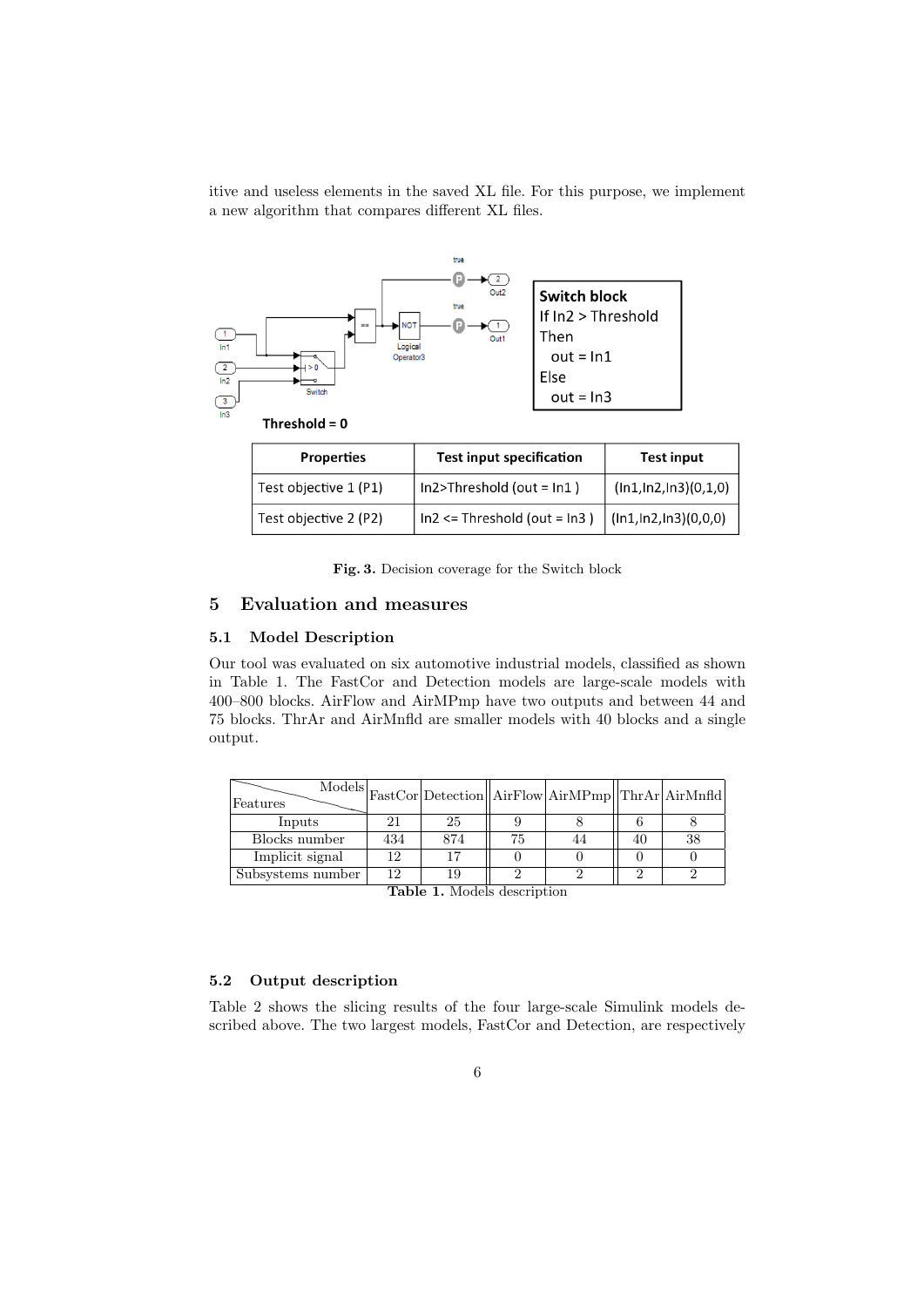itive and useless elements in the saved XL file. For this purpose, we implement a new algorithm that compares different XL files.

**Switch block**
If In2 > Threshold
Then
out = In1
Else
out = In3

**Threshold = 0**

| Properties | Test input specification | Test input |
|---|---|---|
| Test objective 1 (P1) | In2>Threshold (out = In1 ) | (In1,In2,In3)(0,1,0) |
| Test objective 2 (P2) | In2 <= Threshold (out = In3 ) | (In1,In2,In3)(0,0,0) |

**Fig. 3.** Decision coverage for the Switch block

## 5 Evaluation and measures

### 5.1 Model Description

Our tool was evaluated on six automotive industrial models, classified as shown in Table 1. The FastCor and Detection models are large-scale models with 400–800 blocks. AirFlow and AirMPmp have two outputs and between 44 and 75 blocks. ThrAr and AirMnfld are smaller models with 40 blocks and a single output.

| Features \ Models | FastCor | Detection | AirFlow | AirMPmp | ThrAr | AirMnfld |
|---|---|---|---|---|---|---|
| Inputs | 21 | 25 | 9 | 8 | 6 | 8 |
| Blocks number | 434 | 874 | 75 | 44 | 40 | 38 |
| Implicit signal | 12 | 17 | 0 | 0 | 0 | 0 |
| Subsystems number | 12 | 19 | 2 | 2 | 2 | 2 |

**Table 1.** Models description

### 5.2 Output description

Table 2 shows the slicing results of the four large-scale Simulink models described above. The two largest models, FastCor and Detection, are respectively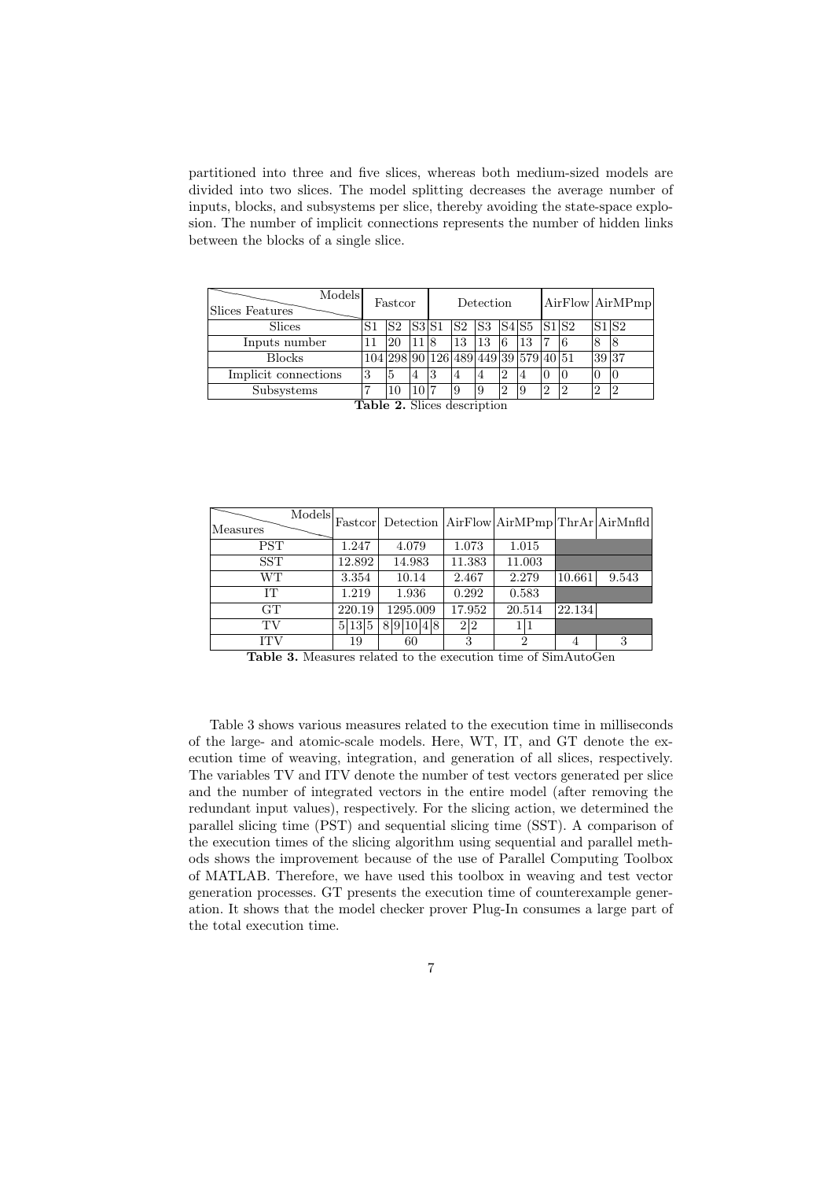partitioned into three and five slices, whereas both medium-sized models are divided into two slices. The model splitting decreases the average number of inputs, blocks, and subsystems per slice, thereby avoiding the state-space explosion. The number of implicit connections represents the number of hidden links between the blocks of a single slice.

| Slices Features \ Models | Fastcor | | | Detection | | | | | AirFlow | | AirMPmp | |
|---|---|---|---|---|---|---|---|---|---|---|---|---|
| Slices | S1 | S2 | S3 | S1 | S2 | S3 | S4 | S5 | S1 | S2 | S1 | S2 |
| Inputs number | 11 | 20 | 11 | 8 | 13 | 13 | 6 | 13 | 7 | 6 | 8 | 8 |
| Blocks | 104 | 298 | 90 | 126 | 489 | 449 | 39 | 579 | 40 | 51 | 39 | 37 |
| Implicit connections | 3 | 5 | 4 | 3 | 4 | 4 | 2 | 4 | 0 | 0 | 0 | 0 |
| Subsystems | 7 | 10 | 10 | 7 | 9 | 9 | 2 | 9 | 2 | 2 | 2 | 2 |

**Table 2.** Slices description

| Measures \ Models | Fastcor | Detection | AirFlow | AirMPmp | ThrAr | AirMnfld |
|---|---|---|---|---|---|---|
| PST | 1.247 | 4.079 | 1.073 | 1.015 | | |
| SST | 12.892 | 14.983 | 11.383 | 11.003 | | |
| WT | 3.354 | 10.14 | 2.467 | 2.279 | 10.661 | 9.543 |
| IT | 1.219 | 1.936 | 0.292 | 0.583 | | |
| GT | 220.19 | 1295.009 | 17.952 | 20.514 | 22.134 | |
| TV | 5 \| 13 \| 5 | 8 \| 9 \| 10 \| 4 \| 8 | 2 \| 2 | 1 \| 1 | | |
| ITV | 19 | 60 | 3 | 2 | 4 | 3 |

**Table 3.** Measures related to the execution time of SimAutoGen

Table 3 shows various measures related to the execution time in milliseconds of the large- and atomic-scale models. Here, WT, IT, and GT denote the execution time of weaving, integration, and generation of all slices, respectively. The variables TV and ITV denote the number of test vectors generated per slice and the number of integrated vectors in the entire model (after removing the redundant input values), respectively. For the slicing action, we determined the parallel slicing time (PST) and sequential slicing time (SST). A comparison of the execution times of the slicing algorithm using sequential and parallel methods shows the improvement because of the use of Parallel Computing Toolbox of MATLAB. Therefore, we have used this toolbox in weaving and test vector generation processes. GT presents the execution time of counterexample generation. It shows that the model checker prover Plug-In consumes a large part of the total execution time.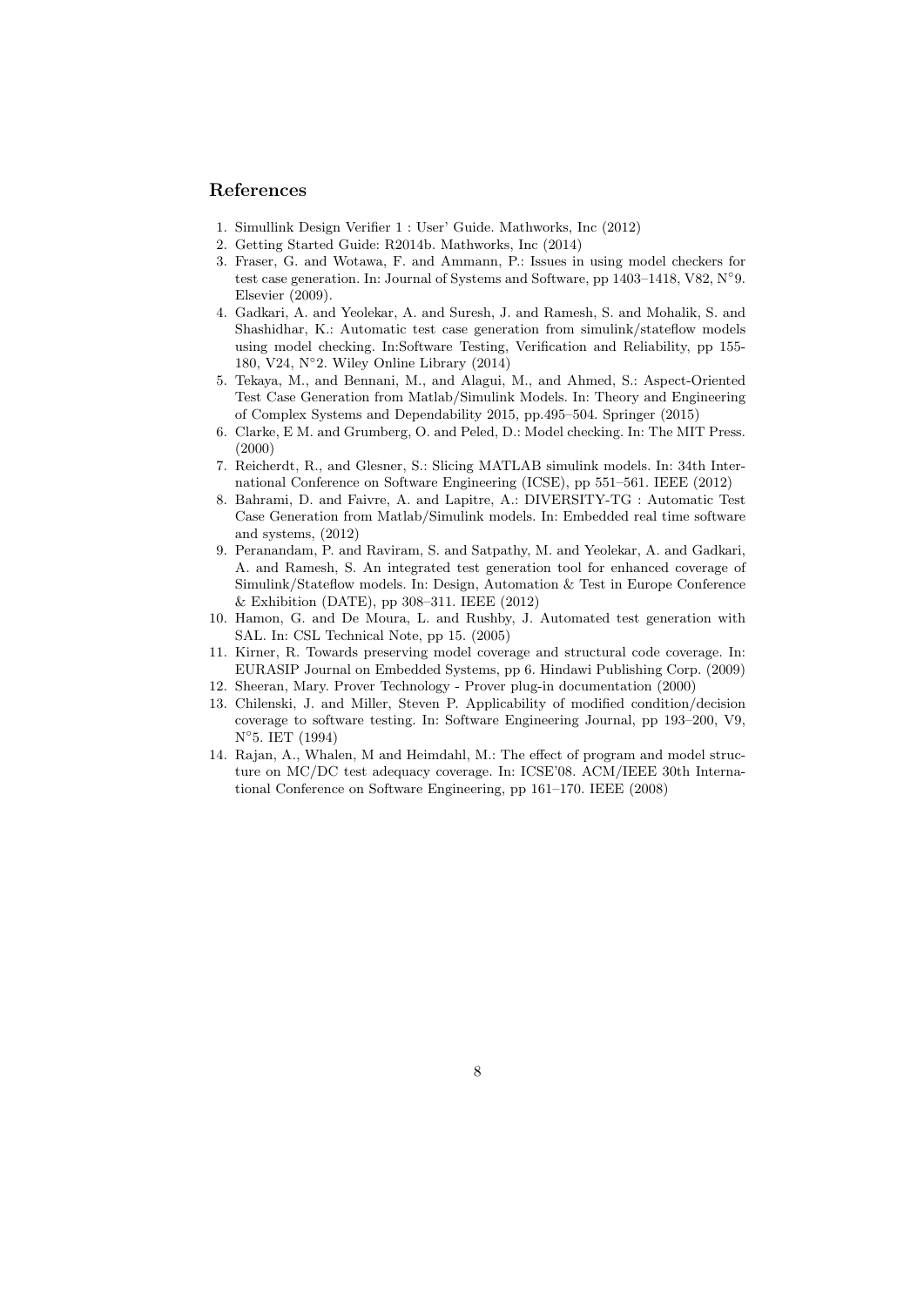## References

1. Simullink Design Verifier 1 : User' Guide. Mathworks, Inc (2012)
2. Getting Started Guide: R2014b. Mathworks, Inc (2014)
3. Fraser, G. and Wotawa, F. and Ammann, P.: Issues in using model checkers for test case generation. In: Journal of Systems and Software, pp 1403–1418, V82, N°9. Elsevier (2009).
4. Gadkari, A. and Yeolekar, A. and Suresh, J. and Ramesh, S. and Mohalik, S. and Shashidhar, K.: Automatic test case generation from simulink/stateflow models using model checking. In:Software Testing, Verification and Reliability, pp 155-180, V24, N°2. Wiley Online Library (2014)
5. Tekaya, M., and Bennani, M., and Alagui, M., and Ahmed, S.: Aspect-Oriented Test Case Generation from Matlab/Simulink Models. In: Theory and Engineering of Complex Systems and Dependability 2015, pp.495–504. Springer (2015)
6. Clarke, E M. and Grumberg, O. and Peled, D.: Model checking. In: The MIT Press. (2000)
7. Reicherdt, R., and Glesner, S.: Slicing MATLAB simulink models. In: 34th International Conference on Software Engineering (ICSE), pp 551–561. IEEE (2012)
8. Bahrami, D. and Faivre, A. and Lapitre, A.: DIVERSITY-TG : Automatic Test Case Generation from Matlab/Simulink models. In: Embedded real time software and systems, (2012)
9. Peranandam, P. and Raviram, S. and Satpathy, M. and Yeolekar, A. and Gadkari, A. and Ramesh, S. An integrated test generation tool for enhanced coverage of Simulink/Stateflow models. In: Design, Automation & Test in Europe Conference & Exhibition (DATE), pp 308–311. IEEE (2012)
10. Hamon, G. and De Moura, L. and Rushby, J. Automated test generation with SAL. In: CSL Technical Note, pp 15. (2005)
11. Kirner, R. Towards preserving model coverage and structural code coverage. In: EURASIP Journal on Embedded Systems, pp 6. Hindawi Publishing Corp. (2009)
12. Sheeran, Mary. Prover Technology - Prover plug-in documentation (2000)
13. Chilenski, J. and Miller, Steven P. Applicability of modified condition/decision coverage to software testing. In: Software Engineering Journal, pp 193–200, V9, N°5. IET (1994)
14. Rajan, A., Whalen, M and Heimdahl, M.: The effect of program and model structure on MC/DC test adequacy coverage. In: ICSE'08. ACM/IEEE 30th International Conference on Software Engineering, pp 161–170. IEEE (2008)